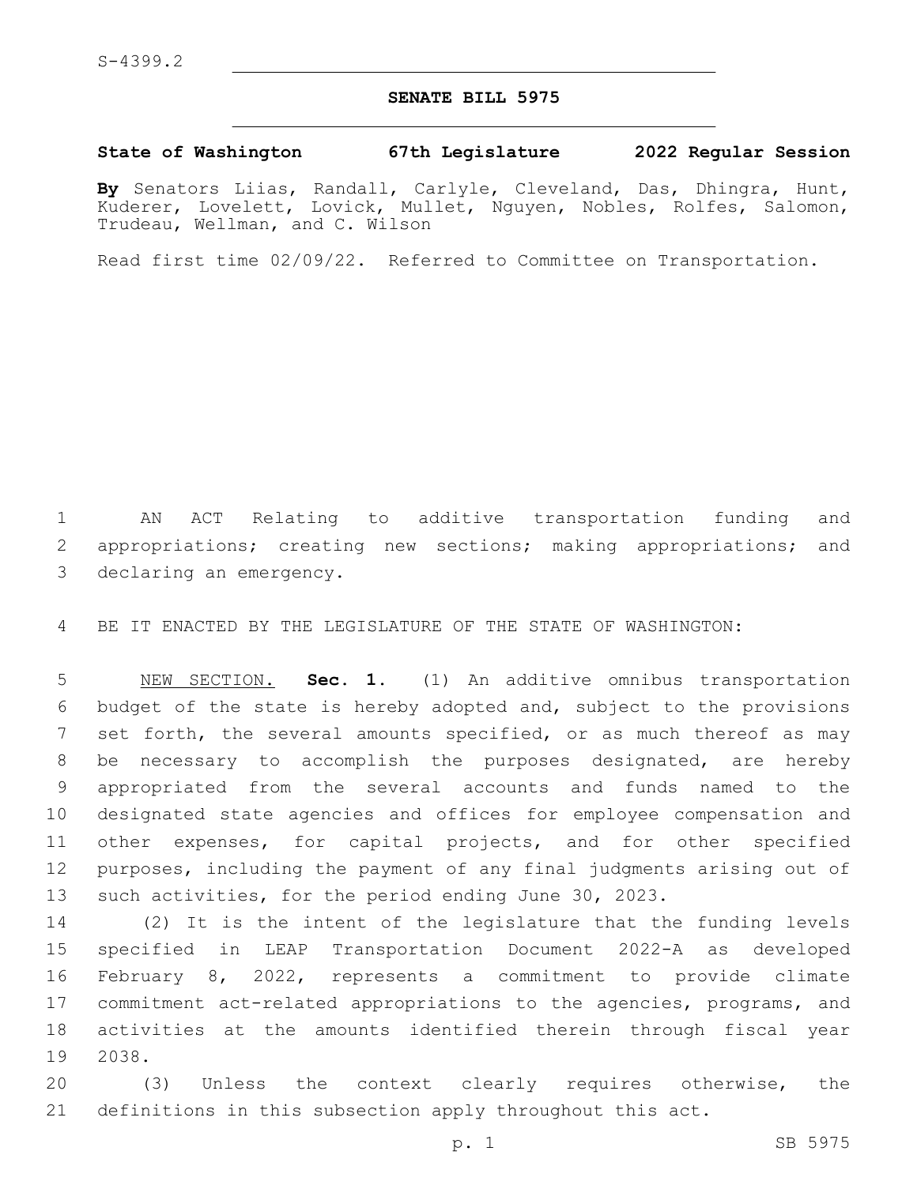S-4399.2

# SENATE BILL 5975

**State of Washington 67th Legislature 2022 Regular Session**

**By** Senators Liias, Randall, Carlyle, Cleveland, Das, Dhingra, Hunt, Kuderer, Lovelett, Lovick, Mullet, Nguyen, Nobles, Rolfes, Salomon, Trudeau, Wellman, and C. Wilson

Read first time 02/09/22. Referred to Committee on Transportation.

AN ACT Relating to additive transportation funding and appropriations; creating new sections; making appropriations; and declaring an emergency.

BE IT ENACTED BY THE LEGISLATURE OF THE STATE OF WASHINGTON:

NEW SECTION. **Sec. 1.** (1) An additive omnibus transportation budget of the state is hereby adopted and, subject to the provisions set forth, the several amounts specified, or as much thereof as may be necessary to accomplish the purposes designated, are hereby appropriated from the several accounts and funds named to the designated state agencies and offices for employee compensation and other expenses, for capital projects, and for other specified purposes, including the payment of any final judgments arising out of such activities, for the period ending June 30, 2023.

(2) It is the intent of the legislature that the funding levels specified in LEAP Transportation Document 2022-A as developed February 8, 2022, represents a commitment to provide climate commitment act-related appropriations to the agencies, programs, and activities at the amounts identified therein through fiscal year 2038.

(3) Unless the context clearly requires otherwise, the definitions in this subsection apply throughout this act.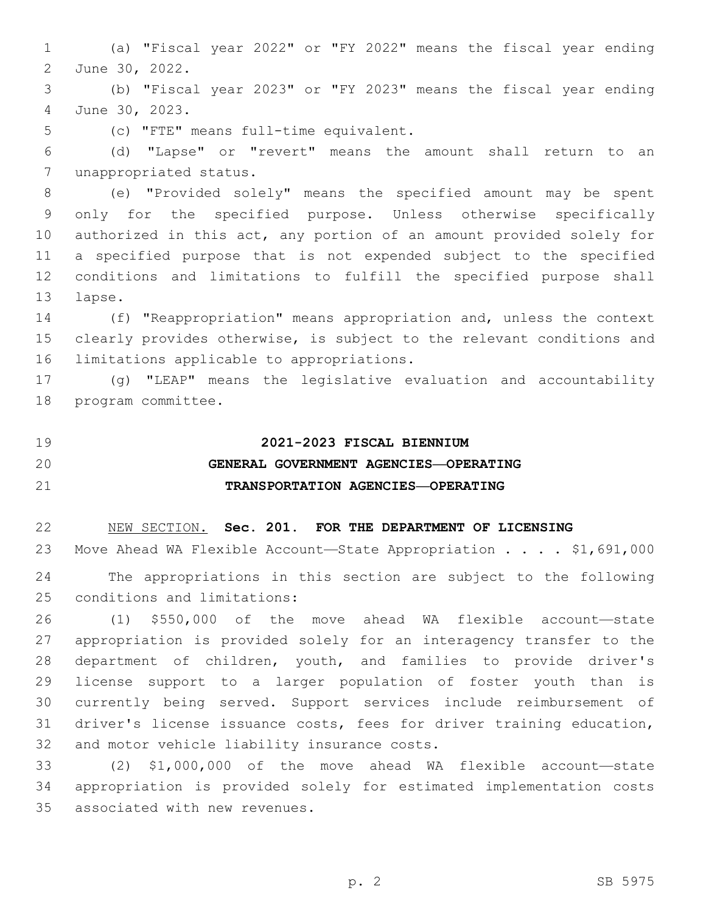(a) "Fiscal year 2022" or "FY 2022" means the fiscal year ending June 30, 2022.

(b) "Fiscal year 2023" or "FY 2023" means the fiscal year ending June 30, 2023.

(c) "FTE" means full-time equivalent.

(d) "Lapse" or "revert" means the amount shall return to an unappropriated status.

(e) "Provided solely" means the specified amount may be spent only for the specified purpose. Unless otherwise specifically authorized in this act, any portion of an amount provided solely for a specified purpose that is not expended subject to the specified conditions and limitations to fulfill the specified purpose shall lapse.

(f) "Reappropriation" means appropriation and, unless the context clearly provides otherwise, is subject to the relevant conditions and limitations applicable to appropriations.

(g) "LEAP" means the legislative evaluation and accountability program committee.

**2021-2023 FISCAL BIENNIUM**

**GENERAL GOVERNMENT AGENCIES—OPERATING**

**TRANSPORTATION AGENCIES—OPERATING**

NEW SECTION. **Sec. 201. FOR THE DEPARTMENT OF LICENSING**

Move Ahead WA Flexible Account—State Appropriation . . . . $1,691,000

The appropriations in this section are subject to the following conditions and limitations:

(1) $550,000 of the move ahead WA flexible account—state appropriation is provided solely for an interagency transfer to the department of children, youth, and families to provide driver's license support to a larger population of foster youth than is currently being served. Support services include reimbursement of driver's license issuance costs, fees for driver training education, and motor vehicle liability insurance costs.

(2) $1,000,000 of the move ahead WA flexible account—state appropriation is provided solely for estimated implementation costs associated with new revenues.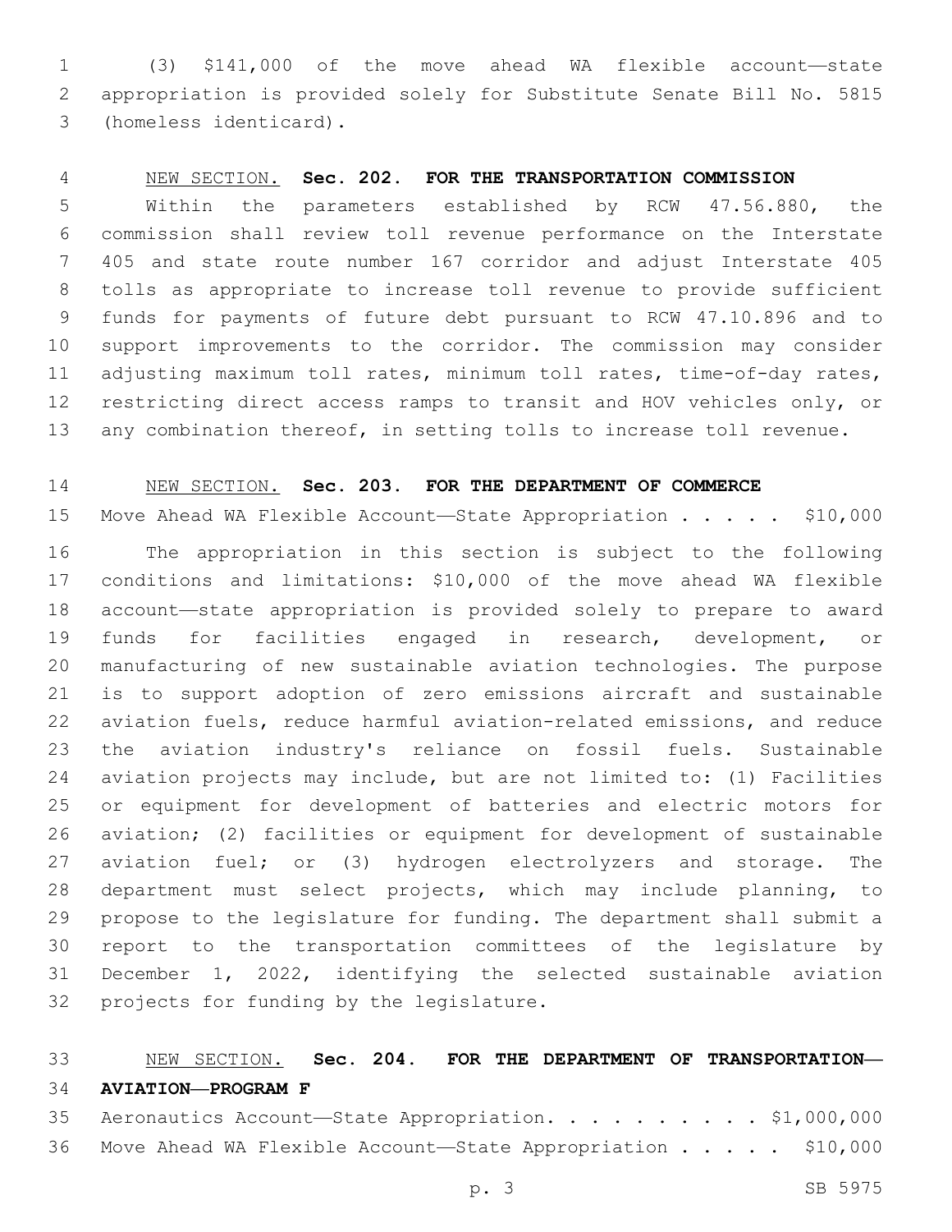(3) $141,000 of the move ahead WA flexible account—state appropriation is provided solely for Substitute Senate Bill No. 5815 (homeless identicard).

NEW SECTION. **Sec. 202. FOR THE TRANSPORTATION COMMISSION**

Within the parameters established by RCW 47.56.880, the commission shall review toll revenue performance on the Interstate 405 and state route number 167 corridor and adjust Interstate 405 tolls as appropriate to increase toll revenue to provide sufficient funds for payments of future debt pursuant to RCW 47.10.896 and to support improvements to the corridor. The commission may consider adjusting maximum toll rates, minimum toll rates, time-of-day rates, restricting direct access ramps to transit and HOV vehicles only, or any combination thereof, in setting tolls to increase toll revenue.

NEW SECTION. **Sec. 203. FOR THE DEPARTMENT OF COMMERCE**

Move Ahead WA Flexible Account—State Appropriation . . . . . $10,000

The appropriation in this section is subject to the following conditions and limitations: $10,000 of the move ahead WA flexible account—state appropriation is provided solely to prepare to award funds for facilities engaged in research, development, or manufacturing of new sustainable aviation technologies. The purpose is to support adoption of zero emissions aircraft and sustainable aviation fuels, reduce harmful aviation-related emissions, and reduce the aviation industry's reliance on fossil fuels. Sustainable aviation projects may include, but are not limited to: (1) Facilities or equipment for development of batteries and electric motors for aviation; (2) facilities or equipment for development of sustainable aviation fuel; or (3) hydrogen electrolyzers and storage. The department must select projects, which may include planning, to propose to the legislature for funding. The department shall submit a report to the transportation committees of the legislature by December 1, 2022, identifying the selected sustainable aviation projects for funding by the legislature.

NEW SECTION. **Sec. 204. FOR THE DEPARTMENT OF TRANSPORTATION—AVIATION—PROGRAM F**

Aeronautics Account—State Appropriation. . . . . . . . . . $1,000,000

Move Ahead WA Flexible Account—State Appropriation . . . . . $10,000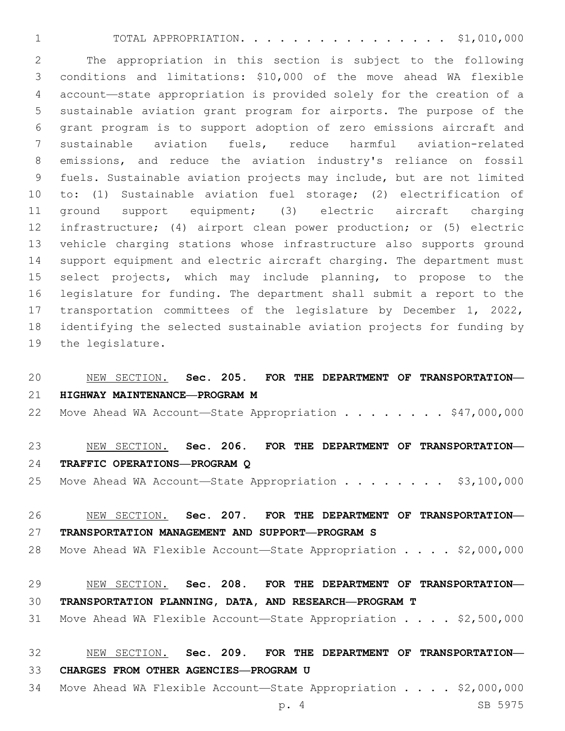TOTAL APPROPRIATION. . . . . . . . . . . . . . . . . $1,010,000

The appropriation in this section is subject to the following conditions and limitations: $10,000 of the move ahead WA flexible account—state appropriation is provided solely for the creation of a sustainable aviation grant program for airports. The purpose of the grant program is to support adoption of zero emissions aircraft and sustainable aviation fuels, reduce harmful aviation-related emissions, and reduce the aviation industry's reliance on fossil fuels. Sustainable aviation projects may include, but are not limited to: (1) Sustainable aviation fuel storage; (2) electrification of ground support equipment; (3) electric aircraft charging infrastructure; (4) airport clean power production; or (5) electric vehicle charging stations whose infrastructure also supports ground support equipment and electric aircraft charging. The department must select projects, which may include planning, to propose to the legislature for funding. The department shall submit a report to the transportation committees of the legislature by December 1, 2022, identifying the selected sustainable aviation projects for funding by the legislature.

NEW SECTION. **Sec. 205. FOR THE DEPARTMENT OF TRANSPORTATION—HIGHWAY MAINTENANCE—PROGRAM M**

Move Ahead WA Account—State Appropriation . . . . . . . . $47,000,000

NEW SECTION. **Sec. 206. FOR THE DEPARTMENT OF TRANSPORTATION—TRAFFIC OPERATIONS—PROGRAM Q**

Move Ahead WA Account—State Appropriation . . . . . . . . $3,100,000

NEW SECTION. **Sec. 207. FOR THE DEPARTMENT OF TRANSPORTATION—TRANSPORTATION MANAGEMENT AND SUPPORT—PROGRAM S**

Move Ahead WA Flexible Account—State Appropriation . . . . $2,000,000

NEW SECTION. **Sec. 208. FOR THE DEPARTMENT OF TRANSPORTATION—TRANSPORTATION PLANNING, DATA, AND RESEARCH—PROGRAM T**

Move Ahead WA Flexible Account—State Appropriation . . . . $2,500,000

NEW SECTION. **Sec. 209. FOR THE DEPARTMENT OF TRANSPORTATION—CHARGES FROM OTHER AGENCIES—PROGRAM U**

Move Ahead WA Flexible Account—State Appropriation . . . . $2,000,000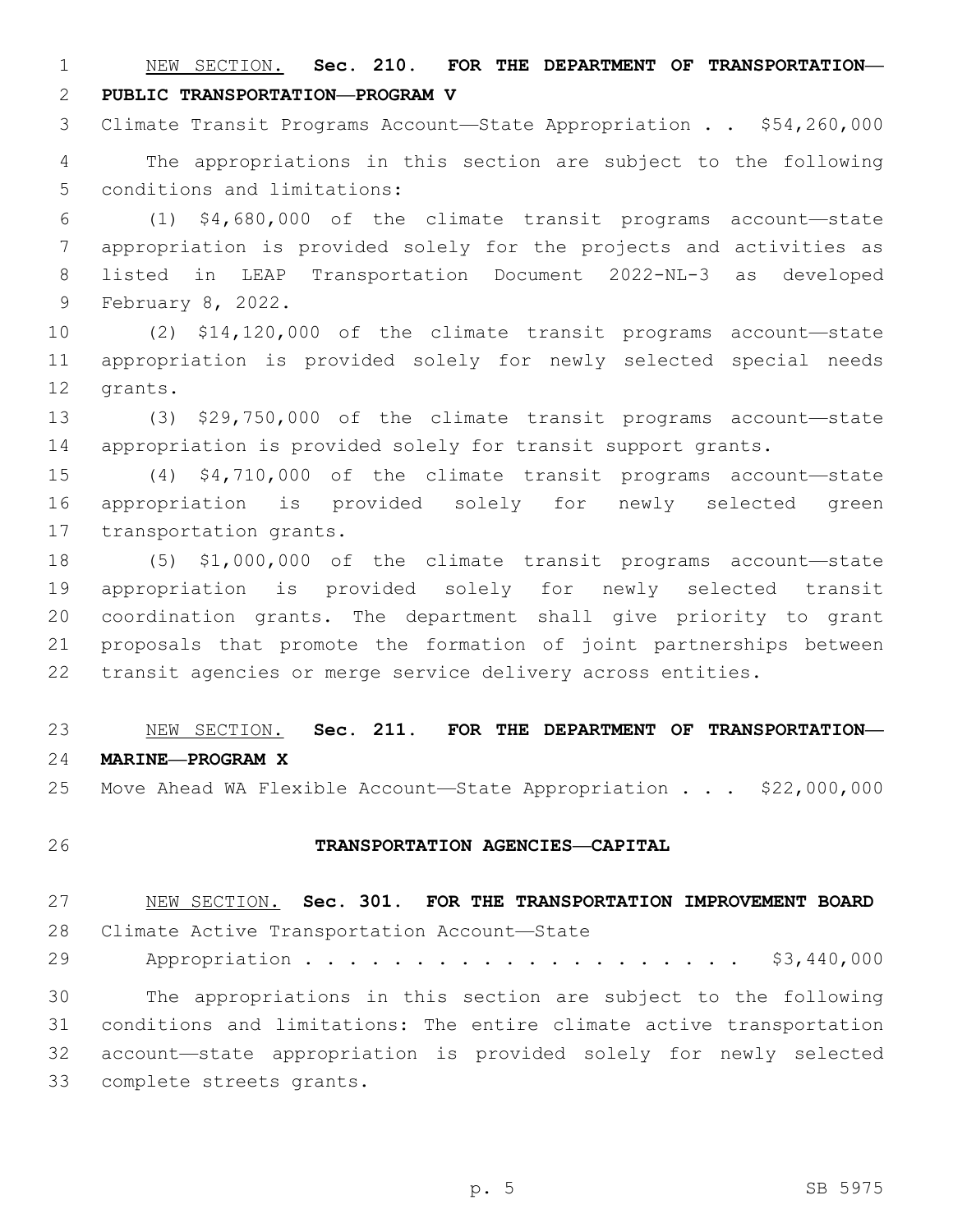NEW SECTION. **Sec. 210. FOR THE DEPARTMENT OF TRANSPORTATION—PUBLIC TRANSPORTATION—PROGRAM V**

Climate Transit Programs Account—State Appropriation . . $54,260,000

The appropriations in this section are subject to the following conditions and limitations:

(1) $4,680,000 of the climate transit programs account—state appropriation is provided solely for the projects and activities as listed in LEAP Transportation Document 2022-NL-3 as developed February 8, 2022.

(2) $14,120,000 of the climate transit programs account—state appropriation is provided solely for newly selected special needs grants.

(3) $29,750,000 of the climate transit programs account—state appropriation is provided solely for transit support grants.

(4) $4,710,000 of the climate transit programs account—state appropriation is provided solely for newly selected green transportation grants.

(5) $1,000,000 of the climate transit programs account—state appropriation is provided solely for newly selected transit coordination grants. The department shall give priority to grant proposals that promote the formation of joint partnerships between transit agencies or merge service delivery across entities.

NEW SECTION. **Sec. 211. FOR THE DEPARTMENT OF TRANSPORTATION—MARINE—PROGRAM X**

Move Ahead WA Flexible Account—State Appropriation . . . $22,000,000

**TRANSPORTATION AGENCIES—CAPITAL**

NEW SECTION. **Sec. 301. FOR THE TRANSPORTATION IMPROVEMENT BOARD**

Climate Active Transportation Account—State Appropriation . . . . . . . . . . . . . . . . . . . . . . $3,440,000

The appropriations in this section are subject to the following conditions and limitations: The entire climate active transportation account—state appropriation is provided solely for newly selected complete streets grants.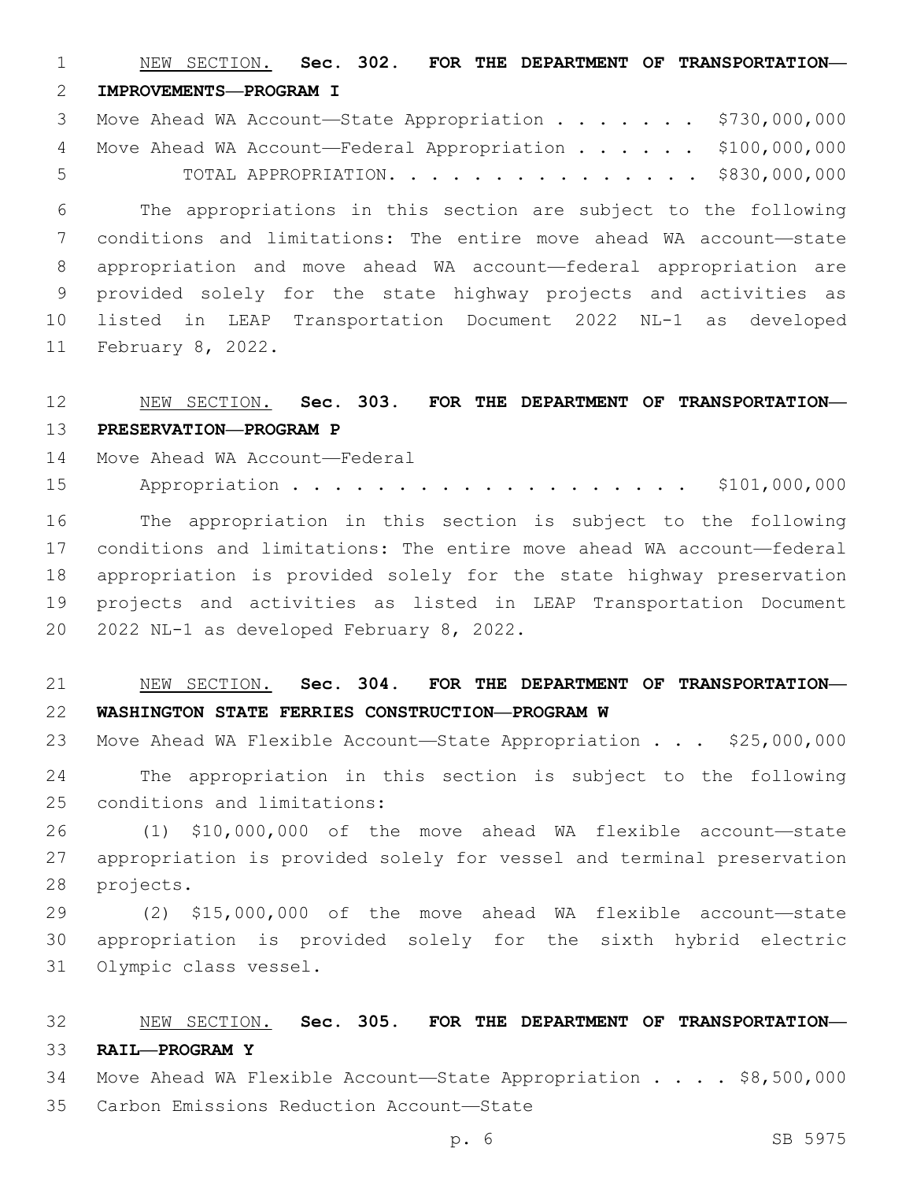NEW SECTION. **Sec. 302. FOR THE DEPARTMENT OF TRANSPORTATION—IMPROVEMENTS—PROGRAM I**

Move Ahead WA Account—State Appropriation . . . . . . . $730,000,000
Move Ahead WA Account—Federal Appropriation . . . . . . $100,000,000
TOTAL APPROPRIATION. . . . . . . . . . . . . . . $830,000,000

The appropriations in this section are subject to the following conditions and limitations: The entire move ahead WA account—state appropriation and move ahead WA account—federal appropriation are provided solely for the state highway projects and activities as listed in LEAP Transportation Document 2022 NL-1 as developed February 8, 2022.

NEW SECTION. **Sec. 303. FOR THE DEPARTMENT OF TRANSPORTATION—PRESERVATION—PROGRAM P**

Move Ahead WA Account—Federal
Appropriation . . . . . . . . . . . . . . . . . . . . $101,000,000

The appropriation in this section is subject to the following conditions and limitations: The entire move ahead WA account—federal appropriation is provided solely for the state highway preservation projects and activities as listed in LEAP Transportation Document 2022 NL-1 as developed February 8, 2022.

NEW SECTION. **Sec. 304. FOR THE DEPARTMENT OF TRANSPORTATION—WASHINGTON STATE FERRIES CONSTRUCTION—PROGRAM W**

Move Ahead WA Flexible Account—State Appropriation . . . $25,000,000

The appropriation in this section is subject to the following conditions and limitations:

(1) $10,000,000 of the move ahead WA flexible account—state appropriation is provided solely for vessel and terminal preservation projects.

(2) $15,000,000 of the move ahead WA flexible account—state appropriation is provided solely for the sixth hybrid electric Olympic class vessel.

NEW SECTION. **Sec. 305. FOR THE DEPARTMENT OF TRANSPORTATION—RAIL—PROGRAM Y**

Move Ahead WA Flexible Account—State Appropriation . . . . $8,500,000
Carbon Emissions Reduction Account—State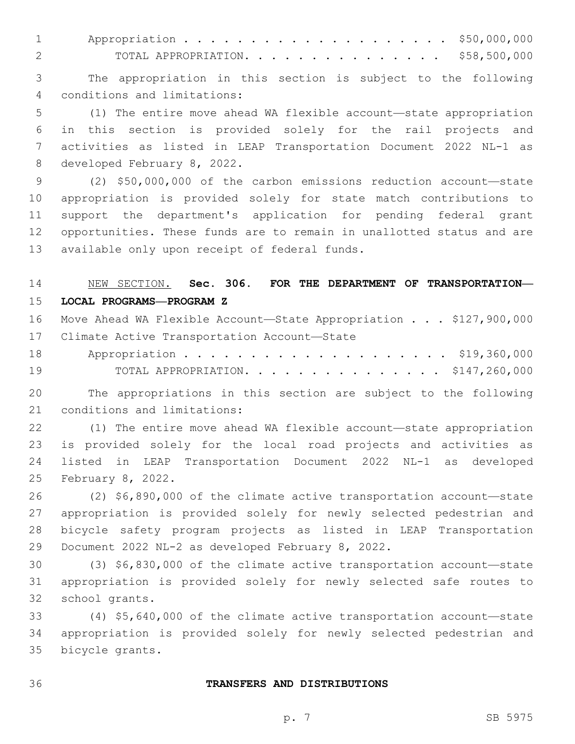Appropriation . . . . . . . . . . . . . . . . . . . . . $50,000,000

TOTAL APPROPRIATION. . . . . . . . . . . . . . . . $58,500,000

The appropriation in this section is subject to the following conditions and limitations:

(1) The entire move ahead WA flexible account—state appropriation in this section is provided solely for the rail projects and activities as listed in LEAP Transportation Document 2022 NL-1 as developed February 8, 2022.

(2) $50,000,000 of the carbon emissions reduction account—state appropriation is provided solely for state match contributions to support the department's application for pending federal grant opportunities. These funds are to remain in unallotted status and are available only upon receipt of federal funds.

NEW SECTION. **Sec. 306. FOR THE DEPARTMENT OF TRANSPORTATION—LOCAL PROGRAMS—PROGRAM Z**

Move Ahead WA Flexible Account—State Appropriation . . . $127,900,000

Climate Active Transportation Account—State

Appropriation . . . . . . . . . . . . . . . . . . . . . $19,360,000

TOTAL APPROPRIATION. . . . . . . . . . . . . . . . $147,260,000

The appropriations in this section are subject to the following conditions and limitations:

(1) The entire move ahead WA flexible account—state appropriation is provided solely for the local road projects and activities as listed in LEAP Transportation Document 2022 NL-1 as developed February 8, 2022.

(2) $6,890,000 of the climate active transportation account—state appropriation is provided solely for newly selected pedestrian and bicycle safety program projects as listed in LEAP Transportation Document 2022 NL-2 as developed February 8, 2022.

(3) $6,830,000 of the climate active transportation account—state appropriation is provided solely for newly selected safe routes to school grants.

(4) $5,640,000 of the climate active transportation account—state appropriation is provided solely for newly selected pedestrian and bicycle grants.

**TRANSFERS AND DISTRIBUTIONS**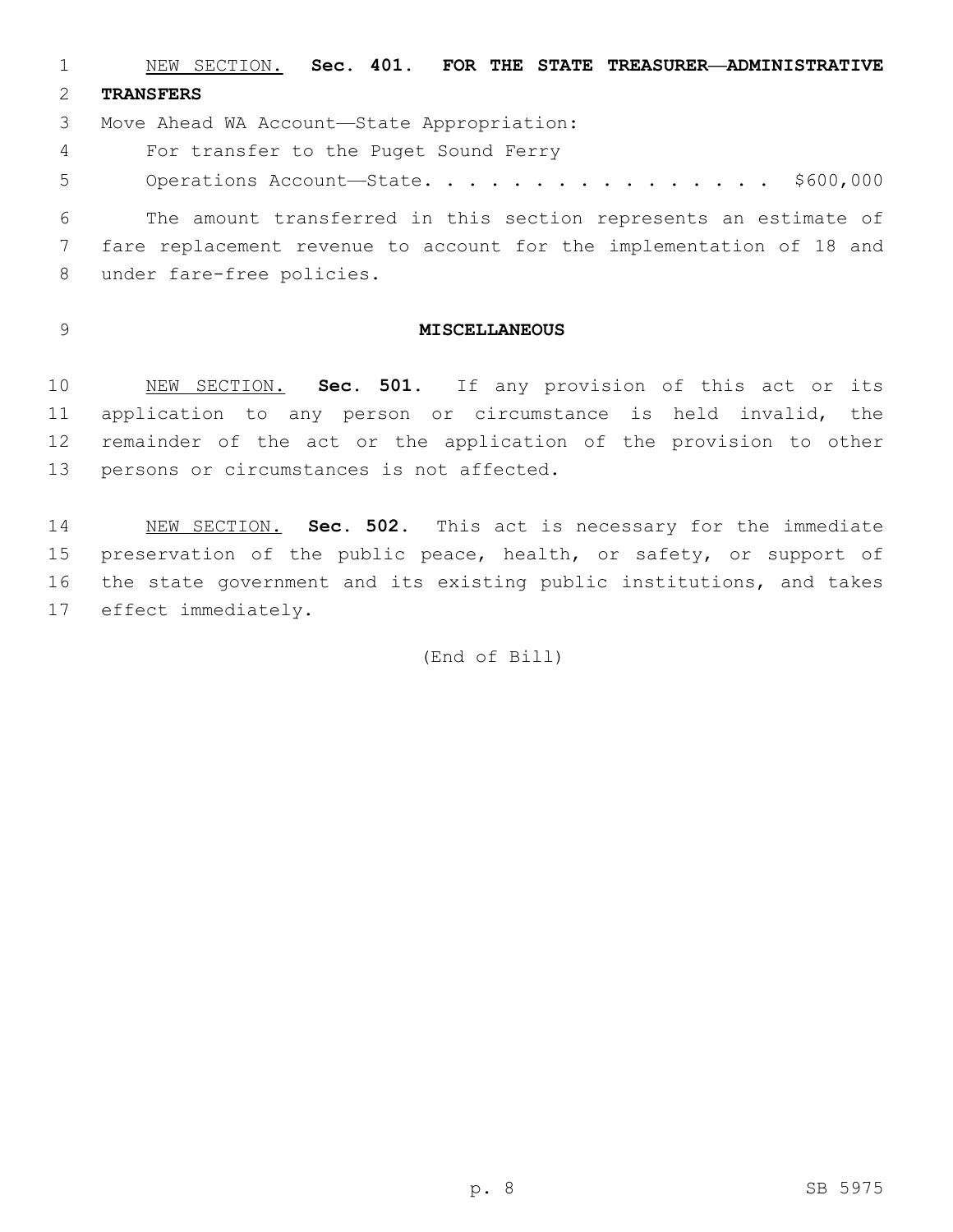NEW SECTION. **Sec. 401. FOR THE STATE TREASURER—ADMINISTRATIVE TRANSFERS**

Move Ahead WA Account—State Appropriation:

For transfer to the Puget Sound Ferry Operations Account—State. . . . . . . . . . . . . . . . . $600,000

The amount transferred in this section represents an estimate of fare replacement revenue to account for the implementation of 18 and under fare-free policies.

**MISCELLANEOUS**

NEW SECTION. **Sec. 501.** If any provision of this act or its application to any person or circumstance is held invalid, the remainder of the act or the application of the provision to other persons or circumstances is not affected.

NEW SECTION. **Sec. 502.** This act is necessary for the immediate preservation of the public peace, health, or safety, or support of the state government and its existing public institutions, and takes effect immediately.

(End of Bill)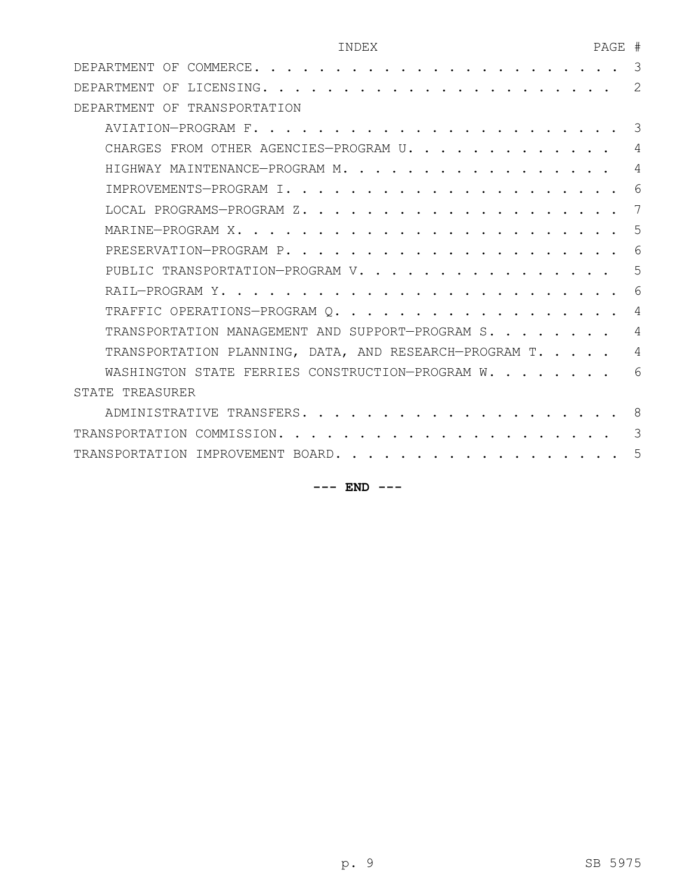INDEX PAGE #

DEPARTMENT OF COMMERCE. . . . . . . . . . . . . . . . . . . . . . . . 3
DEPARTMENT OF LICENSING. . . . . . . . . . . . . . . . . . . . . . . 2
DEPARTMENT OF TRANSPORTATION
AVIATION—PROGRAM F. . . . . . . . . . . . . . . . . . . . . . . . 3
CHARGES FROM OTHER AGENCIES—PROGRAM U. . . . . . . . . . . . . . 4
HIGHWAY MAINTENANCE—PROGRAM M. . . . . . . . . . . . . . . . . . 4
IMPROVEMENTS—PROGRAM I. . . . . . . . . . . . . . . . . . . . . . 6
LOCAL PROGRAMS—PROGRAM Z. . . . . . . . . . . . . . . . . . . . . 7
MARINE—PROGRAM X. . . . . . . . . . . . . . . . . . . . . . . . . 5
PRESERVATION—PROGRAM P. . . . . . . . . . . . . . . . . . . . . . 6
PUBLIC TRANSPORTATION—PROGRAM V. . . . . . . . . . . . . . . . . 5
RAIL—PROGRAM Y. . . . . . . . . . . . . . . . . . . . . . . . . . 6
TRAFFIC OPERATIONS—PROGRAM Q. . . . . . . . . . . . . . . . . . . 4
TRANSPORTATION MANAGEMENT AND SUPPORT—PROGRAM S. . . . . . . . . 4
TRANSPORTATION PLANNING, DATA, AND RESEARCH—PROGRAM T. . . . . . 4
WASHINGTON STATE FERRIES CONSTRUCTION—PROGRAM W. . . . . . . . . 6
STATE TREASURER
ADMINISTRATIVE TRANSFERS. . . . . . . . . . . . . . . . . . . . . 8
TRANSPORTATION COMMISSION. . . . . . . . . . . . . . . . . . . . . . 3
TRANSPORTATION IMPROVEMENT BOARD. . . . . . . . . . . . . . . . . . 5

**--- END ---**